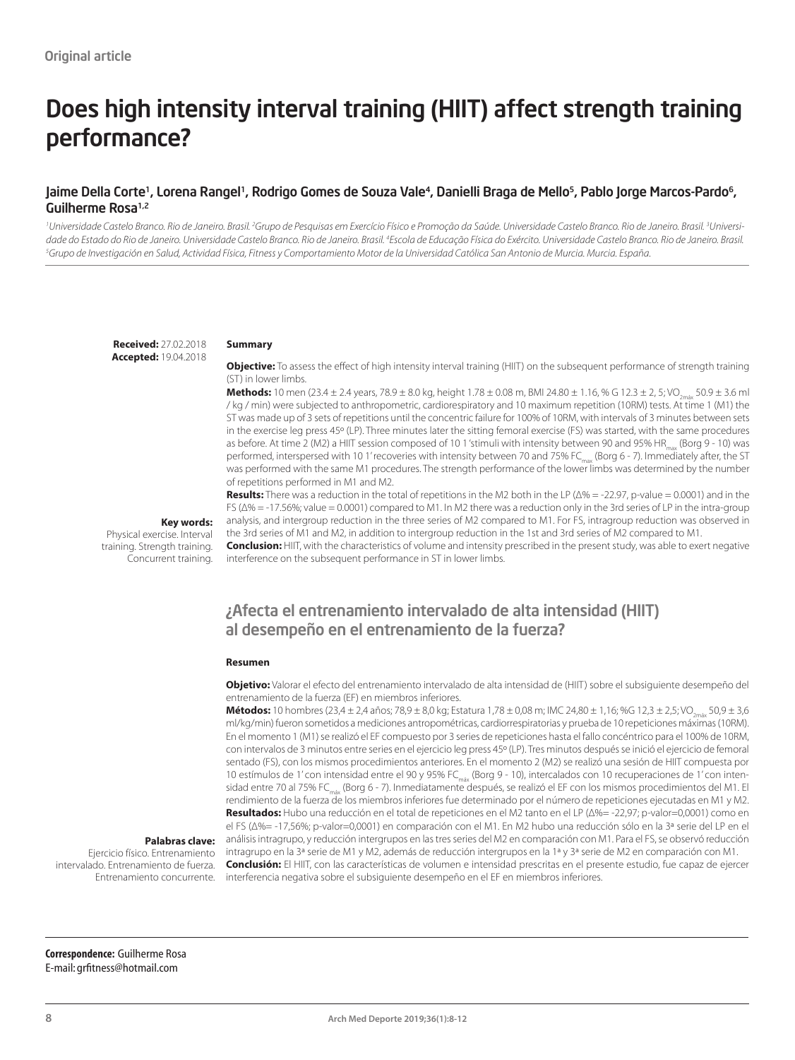Original article

# Does high intensity interval training (HIIT) affect strength training performance?

**Jaime Della Corte[1], Lorena Rangel[1], Rodrigo Gomes de Souza Vale[4], Danielli Braga de Mello[5], Pablo Jorge Marcos-Pardo[6], Guilherme Rosa[1,2]**

[1]Universidade Castelo Branco. Rio de Janeiro. Brasil. [2]Grupo de Pesquisas em Exercício Físico e Promoção da Saúde. Universidade Castelo Branco. Rio de Janeiro. Brasil. [3]Universidade do Estado do Rio de Janeiro. Universidade Castelo Branco. Rio de Janeiro. Brasil. [4]Escola de Educação Física do Exército. Universidade Castelo Branco. Rio de Janeiro. Brasil. [5]Grupo de Investigación en Salud, Actividad Física, Fitness y Comportamiento Motor de la Universidad Católica San Antonio de Murcia. Murcia. España.

**Received:** 27.02.2018
**Accepted:** 19.04.2018

### Summary

**Objective:** To assess the effect of high intensity interval training (HIIT) on the subsequent performance of strength training (ST) in lower limbs.

**Methods:** 10 men (23.4 ± 2.4 years, 78.9 ± 8.0 kg, height 1.78 ± 0.08 m, BMI 24.80 ± 1.16, % G 12.3 ± 2, 5; $VO_{2máx}$ 50.9 ± 3.6 ml / kg / min) were subjected to anthropometric, cardiorespiratory and 10 maximum repetition (10RM) tests. At time 1 (M1) the ST was made up of 3 sets of repetitions until the concentric failure for 100% of 10RM, with intervals of 3 minutes between sets in the exercise leg press 45º (LP). Three minutes later the sitting femoral exercise (FS) was started, with the same procedures as before. At time 2 (M2) a HIIT session composed of 10 1 'stimuli with intensity between 90 and 95% $HR_{max}$ (Borg 9 - 10) was performed, interspersed with 10 1' recoveries with intensity between 70 and 75% $FC_{max}$ (Borg 6 - 7). Immediately after, the ST was performed with the same M1 procedures. The strength performance of the lower limbs was determined by the number of repetitions performed in M1 and M2.

**Results:** There was a reduction in the total of repetitions in the M2 both in the LP (Δ% = -22.97, p-value = 0.0001) and in the FS (Δ% = -17.56%; value = 0.0001) compared to M1. In M2 there was a reduction only in the 3rd series of LP in the intra-group analysis, and intergroup reduction in the three series of M2 compared to M1. For FS, intragroup reduction was observed in the 3rd series of M1 and M2, in addition to intergroup reduction in the 1st and 3rd series of M2 compared to M1.

**Conclusion:** HIIT, with the characteristics of volume and intensity prescribed in the present study, was able to exert negative interference on the subsequent performance in ST in lower limbs.

**Key words:**
Physical exercise. Interval training. Strength training. Concurrent training.

## ¿Afecta el entrenamiento intervalado de alta intensidad (HIIT) al desempeño en el entrenamiento de la fuerza?

### Resumen

**Objetivo:** Valorar el efecto del entrenamiento intervalado de alta intensidad de (HIIT) sobre el subsiguiente desempeño del entrenamiento de la fuerza (EF) en miembros inferiores.

**Métodos:** 10 hombres (23,4 ± 2,4 años; 78,9 ± 8,0 kg; Estatura 1,78 ± 0,08 m; IMC 24,80 ± 1,16; %G 12,3 ± 2,5; $VO_{2máx}$ 50,9 ± 3,6 ml/kg/min) fueron sometidos a mediciones antropométricas, cardiorrespiratorias y prueba de 10 repeticiones máximas (10RM). En el momento 1 (M1) se realizó el EF compuesto por 3 series de repeticiones hasta el fallo concéntrico para el 100% de 10RM, con intervalos de 3 minutos entre series en el ejercicio leg press 45º (LP). Tres minutos después se inició el ejercicio de femoral sentado (FS), con los mismos procedimientos anteriores. En el momento 2 (M2) se realizó una sesión de HIIT compuesta por 10 estímulos de 1' con intensidad entre el 90 y 95% $FC_{máx}$ (Borg 9 - 10), intercalados con 10 recuperaciones de 1' con intensidad entre 70 al 75% $FC_{máx}$ (Borg 6 - 7). Inmediatamente después, se realizó el EF con los mismos procedimientos del M1. El rendimiento de la fuerza de los miembros inferiores fue determinado por el número de repeticiones ejecutadas en M1 y M2.

**Resultados:** Hubo una reducción en el total de repeticiones en el M2 tanto en el LP (Δ%= -22,97; p-valor=0,0001) como en el FS (Δ%= -17,56%; p-valor=0,0001) en comparación con el M1. En M2 hubo una reducción sólo en la 3ª serie del LP en el análisis intragrupo, y reducción intergrupos en las tres series del M2 en comparación con M1. Para el FS, se observó reducción intragrupo en la 3ª serie de M1 y M2, además de reducción intergrupos en la 1ª y 3ª serie de M2 en comparación con M1.

**Conclusión:** El HIIT, con las características de volumen e intensidad prescritas en el presente estudio, fue capaz de ejercer interferencia negativa sobre el subsiguiente desempeño en el EF en miembros inferiores.

**Palabras clave:**
Ejercicio físico. Entrenamiento intervalado. Entrenamiento de fuerza. Entrenamiento concurrente.

**Correspondence:** Guilherme Rosa
E-mail: grfitness@hotmail.com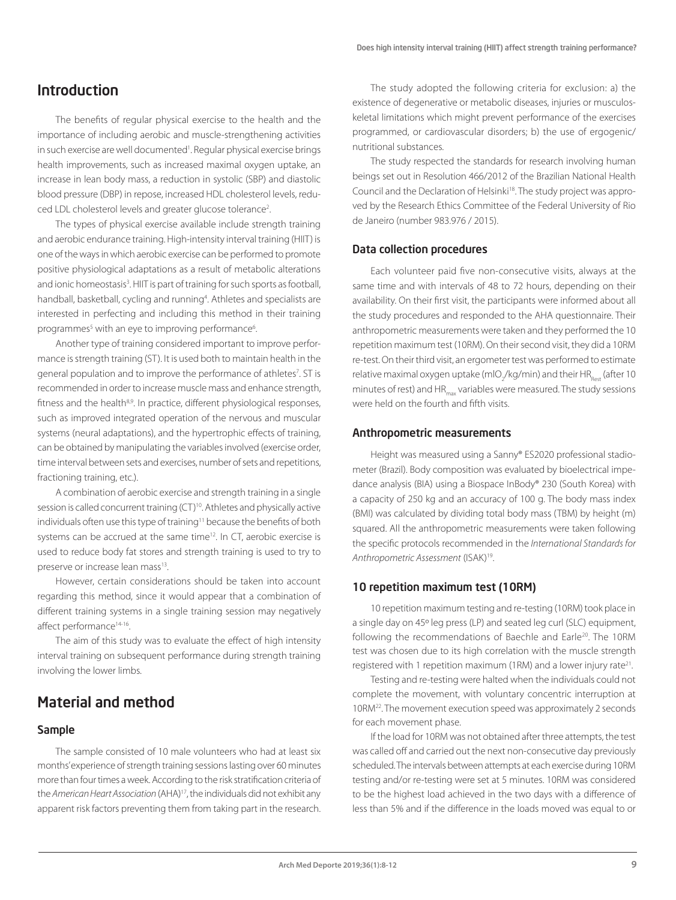## Introduction

The benefits of regular physical exercise to the health and the importance of including aerobic and muscle-strengthening activities in such exercise are well documented[1]. Regular physical exercise brings health improvements, such as increased maximal oxygen uptake, an increase in lean body mass, a reduction in systolic (SBP) and diastolic blood pressure (DBP) in repose, increased HDL cholesterol levels, reduced LDL cholesterol levels and greater glucose tolerance[2].

The types of physical exercise available include strength training and aerobic endurance training. High-intensity interval training (HIIT) is one of the ways in which aerobic exercise can be performed to promote positive physiological adaptations as a result of metabolic alterations and ionic homeostasis[3]. HIIT is part of training for such sports as football, handball, basketball, cycling and running[4]. Athletes and specialists are interested in perfecting and including this method in their training programmes[5] with an eye to improving performance[6].

Another type of training considered important to improve performance is strength training (ST). It is used both to maintain health in the general population and to improve the performance of athletes[7]. ST is recommended in order to increase muscle mass and enhance strength, fitness and the health[8,9]. In practice, different physiological responses, such as improved integrated operation of the nervous and muscular systems (neural adaptations), and the hypertrophic effects of training, can be obtained by manipulating the variables involved (exercise order, time interval between sets and exercises, number of sets and repetitions, fractioning training, etc.).

A combination of aerobic exercise and strength training in a single session is called concurrent training (CT)[10]. Athletes and physically active individuals often use this type of training[11] because the benefits of both systems can be accrued at the same time[12]. In CT, aerobic exercise is used to reduce body fat stores and strength training is used to try to preserve or increase lean mass[13].

However, certain considerations should be taken into account regarding this method, since it would appear that a combination of different training systems in a single training session may negatively affect performance[14-16].

The aim of this study was to evaluate the effect of high intensity interval training on subsequent performance during strength training involving the lower limbs.

## Material and method

### Sample

The sample consisted of 10 male volunteers who had at least six months' experience of strength training sessions lasting over 60 minutes more than four times a week. According to the risk stratification criteria of the *American Heart Association* (AHA)[17], the individuals did not exhibit any apparent risk factors preventing them from taking part in the research.

The study adopted the following criteria for exclusion: a) the existence of degenerative or metabolic diseases, injuries or musculoskeletal limitations which might prevent performance of the exercises programmed, or cardiovascular disorders; b) the use of ergogenic/nutritional substances.

The study respected the standards for research involving human beings set out in Resolution 466/2012 of the Brazilian National Health Council and the Declaration of Helsinki[18]. The study project was approved by the Research Ethics Committee of the Federal University of Rio de Janeiro (number 983.976 / 2015).

### Data collection procedures

Each volunteer paid five non-consecutive visits, always at the same time and with intervals of 48 to 72 hours, depending on their availability. On their first visit, the participants were informed about all the study procedures and responded to the AHA questionnaire. Their anthropometric measurements were taken and they performed the 10 repetition maximum test (10RM). On their second visit, they did a 10RM re-test. On their third visit, an ergometer test was performed to estimate relative maximal oxygen uptake (mlO$_2$/kg/min) and their $HR_{Rest}$ (after 10 minutes of rest) and $HR_{max}$ variables were measured. The study sessions were held on the fourth and fifth visits.

### Anthropometric measurements

Height was measured using a Sanny® ES2020 professional stadiometer (Brazil). Body composition was evaluated by bioelectrical impedance analysis (BIA) using a Biospace InBody® 230 (South Korea) with a capacity of 250 kg and an accuracy of 100 g. The body mass index (BMI) was calculated by dividing total body mass (TBM) by height (m) squared. All the anthropometric measurements were taken following the specific protocols recommended in the *International Standards for Anthropometric Assessment* (ISAK)[19].

### 10 repetition maximum test (10RM)

10 repetition maximum testing and re-testing (10RM) took place in a single day on 45º leg press (LP) and seated leg curl (SLC) equipment, following the recommendations of Baechle and Earle[20]. The 10RM test was chosen due to its high correlation with the muscle strength registered with 1 repetition maximum (1RM) and a lower injury rate[21].

Testing and re-testing were halted when the individuals could not complete the movement, with voluntary concentric interruption at 10RM[22]. The movement execution speed was approximately 2 seconds for each movement phase.

If the load for 10RM was not obtained after three attempts, the test was called off and carried out the next non-consecutive day previously scheduled. The intervals between attempts at each exercise during 10RM testing and/or re-testing were set at 5 minutes. 10RM was considered to be the highest load achieved in the two days with a difference of less than 5% and if the difference in the loads moved was equal to or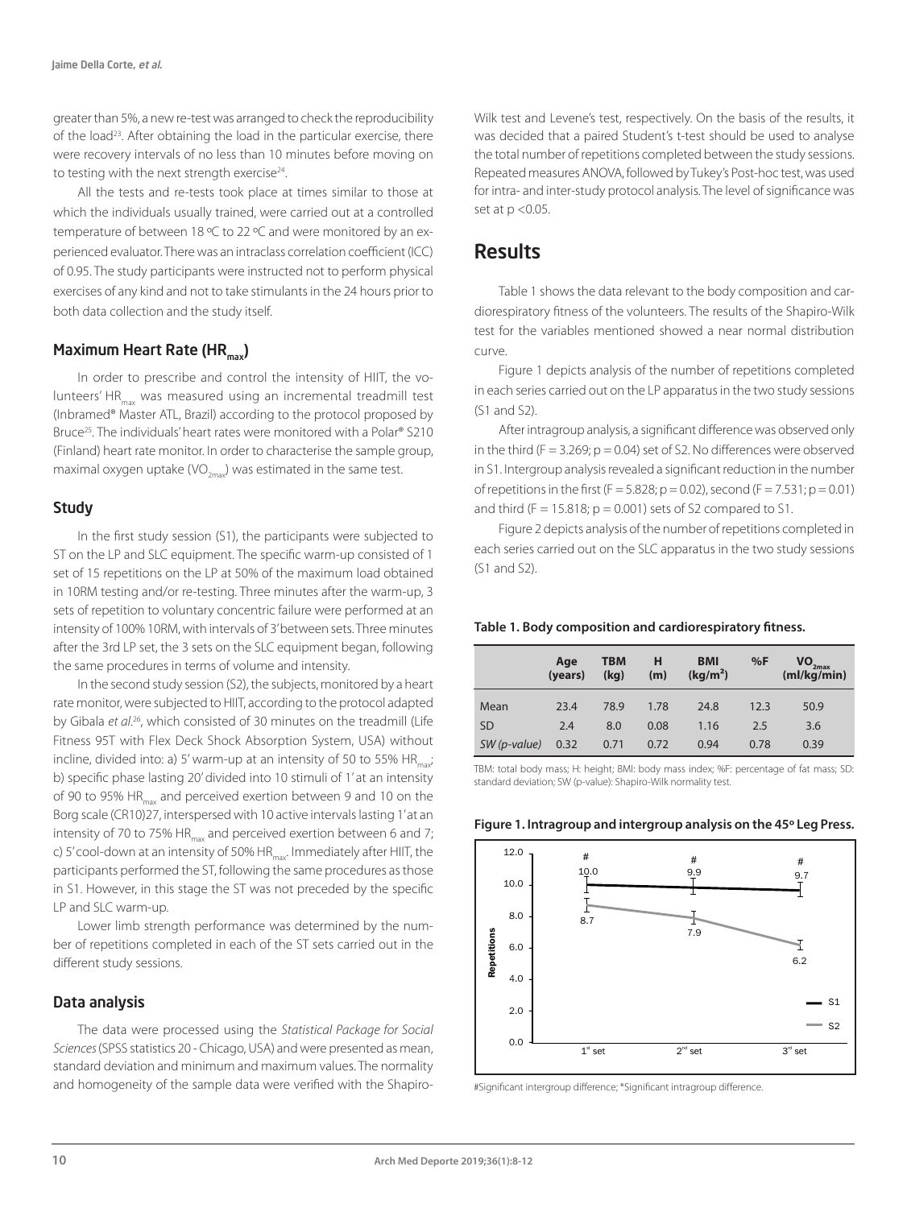greater than 5%, a new re-test was arranged to check the reproducibility of the load[23]. After obtaining the load in the particular exercise, there were recovery intervals of no less than 10 minutes before moving on to testing with the next strength exercise[24].

All the tests and re-tests took place at times similar to those at which the individuals usually trained, were carried out at a controlled temperature of between 18 ºC to 22 ºC and were monitored by an experienced evaluator. There was an intraclass correlation coefficient (ICC) of 0.95. The study participants were instructed not to perform physical exercises of any kind and not to take stimulants in the 24 hours prior to both data collection and the study itself.

### Maximum Heart Rate ($HR_{max}$)

In order to prescribe and control the intensity of HIIT, the volunteers' $HR_{max}$ was measured using an incremental treadmill test (Inbramed® Master ATL, Brazil) according to the protocol proposed by Bruce[25]. The individuals' heart rates were monitored with a Polar® S210 (Finland) heart rate monitor. In order to characterise the sample group, maximal oxygen uptake ($VO_{2max}$) was estimated in the same test.

### Study

In the first study session (S1), the participants were subjected to ST on the LP and SLC equipment. The specific warm-up consisted of 1 set of 15 repetitions on the LP at 50% of the maximum load obtained in 10RM testing and/or re-testing. Three minutes after the warm-up, 3 sets of repetition to voluntary concentric failure were performed at an intensity of 100% 10RM, with intervals of 3' between sets. Three minutes after the 3rd LP set, the 3 sets on the SLC equipment began, following the same procedures in terms of volume and intensity.

In the second study session (S2), the subjects, monitored by a heart rate monitor, were subjected to HIIT, according to the protocol adapted by Gibala *et al*.[26], which consisted of 30 minutes on the treadmill (Life Fitness 95T with Flex Deck Shock Absorption System, USA) without incline, divided into: a) 5' warm-up at an intensity of 50 to 55% $HR_{max}$; b) specific phase lasting 20' divided into 10 stimuli of 1' at an intensity of 90 to 95% $HR_{max}$ and perceived exertion between 9 and 10 on the Borg scale (CR10)27, interspersed with 10 active intervals lasting 1' at an intensity of 70 to 75% $HR_{max}$ and perceived exertion between 6 and 7; c) 5' cool-down at an intensity of 50% $HR_{max}$. Immediately after HIIT, the participants performed the ST, following the same procedures as those in S1. However, in this stage the ST was not preceded by the specific LP and SLC warm-up.

Lower limb strength performance was determined by the number of repetitions completed in each of the ST sets carried out in the different study sessions.

### Data analysis

The data were processed using the *Statistical Package for Social Sciences* (SPSS statistics 20 - Chicago, USA) and were presented as mean, standard deviation and minimum and maximum values. The normality and homogeneity of the sample data were verified with the Shapiro-Wilk test and Levene's test, respectively. On the basis of the results, it was decided that a paired Student's t-test should be used to analyse the total number of repetitions completed between the study sessions. Repeated measures ANOVA, followed by Tukey's Post-hoc test, was used for intra- and inter-study protocol analysis. The level of significance was set at $p < 0.05$.

## Results

Table 1 shows the data relevant to the body composition and cardiorespiratory fitness of the volunteers. The results of the Shapiro-Wilk test for the variables mentioned showed a near normal distribution curve.

Figure 1 depicts analysis of the number of repetitions completed in each series carried out on the LP apparatus in the two study sessions (S1 and S2).

After intragroup analysis, a significant difference was observed only in the third ($F = 3.269$; $p = 0.04$) set of S2. No differences were observed in S1. Intergroup analysis revealed a significant reduction in the number of repetitions in the first ($F = 5.828$; $p = 0.02$), second ($F = 7.531$; $p = 0.01$) and third ($F = 15.818$; $p = 0.001$) sets of S2 compared to S1.

Figure 2 depicts analysis of the number of repetitions completed in each series carried out on the SLC apparatus in the two study sessions (S1 and S2).

**Table 1. Body composition and cardiorespiratory fitness.**

| | Age (years) | TBM (kg) | H (m) | BMI (kg/m²) | %F | $VO_{2max}$ (ml/kg/min) |
|---|---|---|---|---|---|---|
| Mean | 23.4 | 78.9 | 1.78 | 24.8 | 12.3 | 50.9 |
| SD | 2.4 | 8.0 | 0.08 | 1.16 | 2.5 | 3.6 |
| *SW (p-value)* | 0.32 | 0.71 | 0.72 | 0.94 | 0.78 | 0.39 |

TBM: total body mass; H: height; BMI: body mass index; %F: percentage of fat mass; SD: standard deviation; SW (p-value): Shapiro-Wilk normality test.

**Figure 1. Intragroup and intergroup analysis on the 45º Leg Press.**

#Significant intergroup difference; *Significant intragroup difference.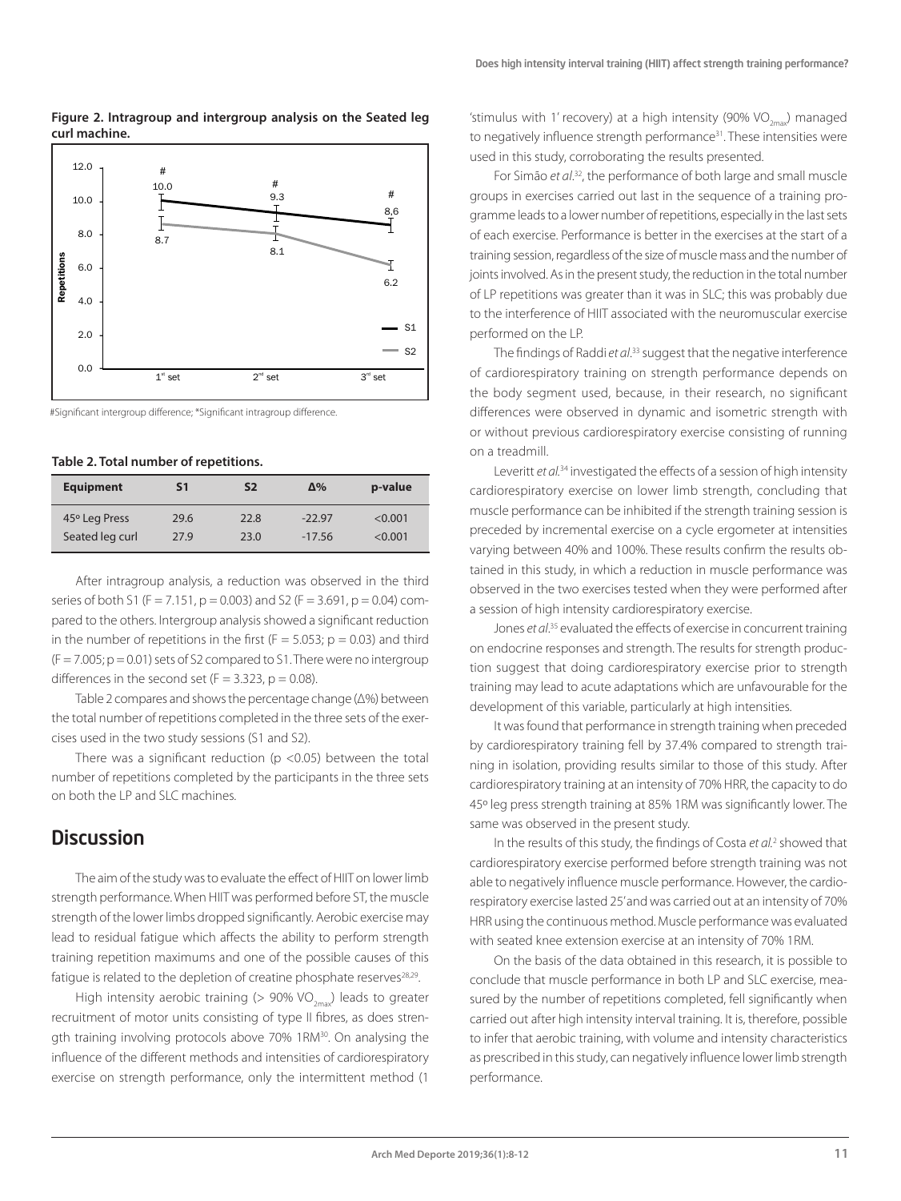**Figure 2. Intragroup and intergroup analysis on the Seated leg curl machine.**

#Significant intergroup difference; *Significant intragroup difference.

**Table 2. Total number of repetitions.**

| Equipment | S1 | S2 | Δ% | p-value |
|---|---|---|---|---|
| 45º Leg Press | 29.6 | 22.8 | -22.97 | <0.001 |
| Seated leg curl | 27.9 | 23.0 | -17.56 | <0.001 |

After intragroup analysis, a reduction was observed in the third series of both S1 ($F = 7.151$, $p = 0.003$) and S2 ($F = 3.691$, $p = 0.04$) compared to the others. Intergroup analysis showed a significant reduction in the number of repetitions in the first ($F = 5.053$; $p = 0.03$) and third ($F = 7.005$; $p = 0.01$) sets of S2 compared to S1. There were no intergroup differences in the second set ($F = 3.323$, $p = 0.08$).

Table 2 compares and shows the percentage change (Δ%) between the total number of repetitions completed in the three sets of the exercises used in the two study sessions (S1 and S2).

There was a significant reduction ($p < 0.05$) between the total number of repetitions completed by the participants in the three sets on both the LP and SLC machines.

## Discussion

The aim of the study was to evaluate the effect of HIIT on lower limb strength performance. When HIIT was performed before ST, the muscle strength of the lower limbs dropped significantly. Aerobic exercise may lead to residual fatigue which affects the ability to perform strength training repetition maximums and one of the possible causes of this fatigue is related to the depletion of creatine phosphate reserves[28,29].

High intensity aerobic training (> 90% $VO_{2max}$) leads to greater recruitment of motor units consisting of type II fibres, as does strength training involving protocols above 70% 1RM[30]. On analysing the influence of the different methods and intensities of cardiorespiratory exercise on strength performance, only the intermittent method (1 'stimulus with 1' recovery) at a high intensity (90% $VO_{2max}$) managed to negatively influence strength performance[31]. These intensities were used in this study, corroborating the results presented.

For Simão *et al.*[32], the performance of both large and small muscle groups in exercises carried out last in the sequence of a training programme leads to a lower number of repetitions, especially in the last sets of each exercise. Performance is better in the exercises at the start of a training session, regardless of the size of muscle mass and the number of joints involved. As in the present study, the reduction in the total number of LP repetitions was greater than it was in SLC; this was probably due to the interference of HIIT associated with the neuromuscular exercise performed on the LP.

The findings of Raddi *et al.*[33] suggest that the negative interference of cardiorespiratory training on strength performance depends on the body segment used, because, in their research, no significant differences were observed in dynamic and isometric strength with or without previous cardiorespiratory exercise consisting of running on a treadmill.

Leveritt *et al.*[34] investigated the effects of a session of high intensity cardiorespiratory exercise on lower limb strength, concluding that muscle performance can be inhibited if the strength training session is preceded by incremental exercise on a cycle ergometer at intensities varying between 40% and 100%. These results confirm the results obtained in this study, in which a reduction in muscle performance was observed in the two exercises tested when they were performed after a session of high intensity cardiorespiratory exercise.

Jones *et al.*[35] evaluated the effects of exercise in concurrent training on endocrine responses and strength. The results for strength production suggest that doing cardiorespiratory exercise prior to strength training may lead to acute adaptations which are unfavourable for the development of this variable, particularly at high intensities.

It was found that performance in strength training when preceded by cardiorespiratory training fell by 37.4% compared to strength training in isolation, providing results similar to those of this study. After cardiorespiratory training at an intensity of 70% HRR, the capacity to do 45º leg press strength training at 85% 1RM was significantly lower. The same was observed in the present study.

In the results of this study, the findings of Costa *et al.*[2] showed that cardiorespiratory exercise performed before strength training was not able to negatively influence muscle performance. However, the cardiorespiratory exercise lasted 25' and was carried out at an intensity of 70% HRR using the continuous method. Muscle performance was evaluated with seated knee extension exercise at an intensity of 70% 1RM.

On the basis of the data obtained in this research, it is possible to conclude that muscle performance in both LP and SLC exercise, measured by the number of repetitions completed, fell significantly when carried out after high intensity interval training. It is, therefore, possible to infer that aerobic training, with volume and intensity characteristics as prescribed in this study, can negatively influence lower limb strength performance.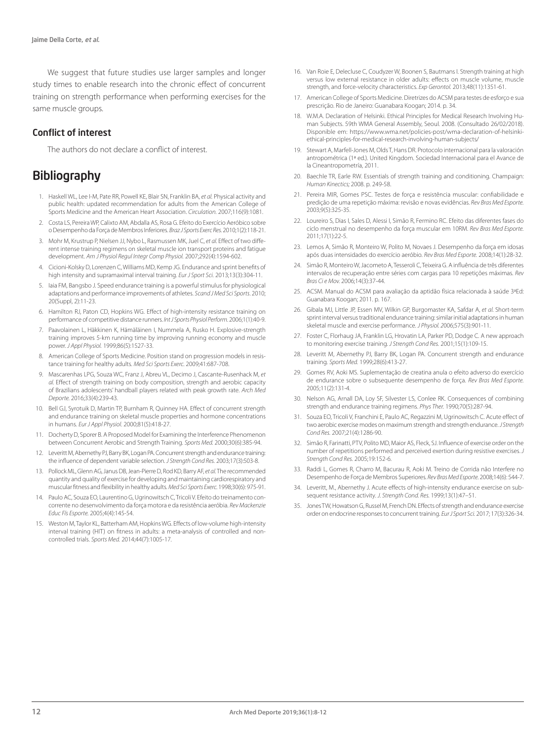We suggest that future studies use larger samples and longer study times to enable research into the chronic effect of concurrent training on strength performance when performing exercises for the same muscle groups.

## Conflict of interest

The authors do not declare a conflict of interest.

# Bibliography

1. Haskell WL, Lee I-M, Pate RR, Powell KE, Blair SN, Franklin BA, *et al.* Physical activity and public health: updated recommendation for adults from the American College of Sports Medicine and the American Heart Association. *Circulation.* 2007;116(9):1081.
2. Costa LS, Pereira WP, Calixto AM, Abdalla AS, Rosa G. Efeito do Exercício Aeróbico sobre o Desempenho da Força de Membros Inferiores. *Braz J Sports Exerc Res.* 2010;1(2):118-21.
3. Mohr M, Krustrup P, Nielsen JJ, Nybo L, Rasmussen MK, Juel C, *et al.* Effect of two different intense training regimens on skeletal muscle ion transport proteins and fatigue development. *Am J Physiol Regul Integr Comp Physiol.* 2007;292(4):1594-602.
4. Cicioni-Kolsky D, Lorenzen C, Williams MD, Kemp JG. Endurance and sprint benefits of high intensity and supramaximal interval training. *Eur J Sport Sci.* 2013;13(3):304-11.
5. Iaia FM, Bangsbo J. Speed endurance training is a powerful stimulus for physiological adaptations and performance improvements of athletes. *Scand J Med Sci Sports*. 2010; 20(Suppl, 2):11-23.
6. Hamilton RJ, Paton CD, Hopkins WG. Effect of high-intensity resistance training on performance of competitive distance runners. *Int J Sports Physiol Perform.* 2006;1(1):40-9.
7. Paavolainen L, Häkkinen K, Hämäläinen I, Nummela A, Rusko H. Explosive-strength training improves 5-km running time by improving running economy and muscle power. *J Appl Physiol.* 1999;86(5):1527-33.
8. American College of Sports Medicine. Position stand on progression models in resistance training for healthy adults. *Med Sci Sports Exerc.* 2009;41:687-708.
9. Mascarenhas LPG, Souza WC, Franz J, Abreu VL, Decimo J, Cascante-Rusenhack M, *et al.* Effect of strength training on body composition, strength and aerobic capacity of Brazilians adolescents' handball players related with peak growth rate. *Arch Med Deporte.* 2016;33(4):239-43.
10. Bell GJ, Syrotuik D, Martin TP, Burnham R, Quinney HA. Effect of concurrent strength and endurance training on skeletal muscle properties and hormone concentrations in humans. *Eur J Appl Physiol*. 2000;81(5):418-27.
11. Docherty D, Sporer B. A Proposed Model for Examining the Interference Phenomenon between Concurrent Aerobic and Strength Training. *Sports Med.* 2000;30(6):385-94.
12. Leveritt M, Abernethy PJ, Barry BK, Logan PA. Concurrent strength and endurance training: the influence of dependent variable selection. *J Strength Cond Res.* 2003;17(3):503-8.
13. Pollock ML, Glenn AG, Janus DB, Jean-Pierre D, Rod KD, Barry AF, *et al.* The recommended quantity and quality of exercise for developing and maintaining cardiorespiratory and muscular fitness and flexibility in healthy adults. *Med Sci Sports Exerc.* 1998;30(6): 975-91.
14. Paulo AC, Souza EO, Laurentino G, Ugrinowitsch C, Tricoli V. Efeito do treinamento concorrente no desenvolvimento da força motora e da resistência aeróbia. *Rev Mackenzie Educ Fís Esporte.* 2005;4(4):145-54.
15. Weston M, Taylor KL, Batterham AM, Hopkins WG. Effects of low-volume high-intensity interval training (HIT) on fitness in adults: a meta-analysis of controlled and non-controlled trials. *Sports Med.* 2014;44(7):1005-17.
16. Van Roie E, Delecluse C, Coudyzer W, Boonen S, Bautmans I. Strength training at high versus low external resistance in older adults: effects on muscle volume, muscle strength, and force-velocity characteristics. *Exp Gerontol.* 2013;48(11):1351-61.
17. American College of Sports Medicine. Diretrizes do ACSM para testes de esforço e sua prescrição. Rio de Janeiro: Guanabara Koogan; 2014. p. 34.
18. W.M.A. Declaration of Helsinki. Ethical Principles for Medical Research Involving Human Subjects. 59th WMA General Assembly, Seoul. 2008. (Consultado 26/02/2018). Disponible em: https://www.wma.net/policies-post/wma-declaration-of-helsinki-ethical-principles-for-medical-research-involving-human-subjects/
19. Stewart A, Marfell-Jones M, Olds T, Hans DR. Protocolo internacional para la valoración antropométrica (1ª ed.). United Kingdom. Sociedad Internacional para el Avance de la Cineantropometría, 2011.
20. Baechle TR, Earle RW. Essentials of strength training and conditioning. Champaign: *Human Kinectics;* 2008. p. 249-58.
21. Pereira MIR, Gomes PSC. Testes de força e resistência muscular: confiabilidade e predição de uma repetição máxima: revisão e novas evidências. *Rev Bras Med Esporte.* 2003;9(5):325-35.
22. Loureiro S, Dias I, Sales D, Alessi I, Simão R, Fermino RC. Efeito das diferentes fases do ciclo menstrual no desempenho da força muscular em 10RM. *Rev Bras Med Esporte.* 2011;17(1):22-5.
23. Lemos A, Simão R, Monteiro W, Polito M, Novaes J. Desempenho da força em idosas após duas intensidades do exercício aeróbio. *Rev Bras Med Esporte.* 2008;14(1):28-32.
24. Simão R, Monteiro W, Jacometo A, Tesseroli C, Teixeira G. A influência de três diferentes intervalos de recuperação entre séries com cargas para 10 repetições máximas. *Rev Bras Ci e Mov.* 2006;14(3):37-44.
25. ACSM. Manual do ACSM para avaliação da aptidão física relacionada à saúde 3ªEd: Guanabara Koogan; 2011. p. 167.
26. Gibala MJ, Little JP, Essen MV, Wilkin GP, Burgomaster KA, Safdar A, *et al.* Short-term sprint interval versus traditional endurance training: similar initial adaptations in human skeletal muscle and exercise performance. *J Physiol.* 2006;575(3):901-11.
27. Foster C, Florhaug JA, Franklin LG, Hrovatin LA, Parker PD, Dodge C. A new approach to monitoring exercise training. *J Strength Cond Res.* 2001;15(1):109-15.
28. Leveritt M, Abernethy PJ, Barry BK, Logan PA. Concurrent strength and endurance training. *Sports Med.* 1999;28(6):413-27.
29. Gomes RV, Aoki MS. Suplementação de creatina anula o efeito adverso do exercício de endurance sobre o subsequente desempenho de força. *Rev Bras Med Esporte.* 2005;11(2):131-4.
30. Nelson AG, Arnall DA, Loy SF, Silvester LS, Conlee RK. Consequences of combining strength and endurance training regimens. *Phys Ther.* 1990;70(5):287-94.
31. Souza EO, Tricoli V, Franchini E, Paulo AC, Regazzini M, Ugrinowitsch C. Acute effect of two aerobic exercise modes on maximum strength and strength endurance. *J Strength Cond Res.* 2007;21(4):1286-90.
32. Simão R, Farinatti, PTV, Polito MD, Maior AS, Fleck, SJ. Influence of exercise order on the number of repetitions performed and perceived exertion during resistive exercises. *J Strength Cond Res.* 2005;19:152-6.
33. Raddi L, Gomes R, Charro M, Bacurau R, Aoki M. Treino de Corrida não Interfere no Desempenho de Força de Membros Superiores. *Rev Bras Med Esporte.* 2008;14(6): 544-7.
34. Leveritt, M., Abernethy J. Acute effects of high-intensity endurance exercise on subsequent resistance activity. *J. Strength Cond. Res.* 1999;13(1):47–51.
35. Jones TW, Howatson G, Russel M, French DN. Effects of strength and endurance exercise order on endocrine responses to concurrent training. *Eur J Sport Sci.* 2017;17(3):326-34.